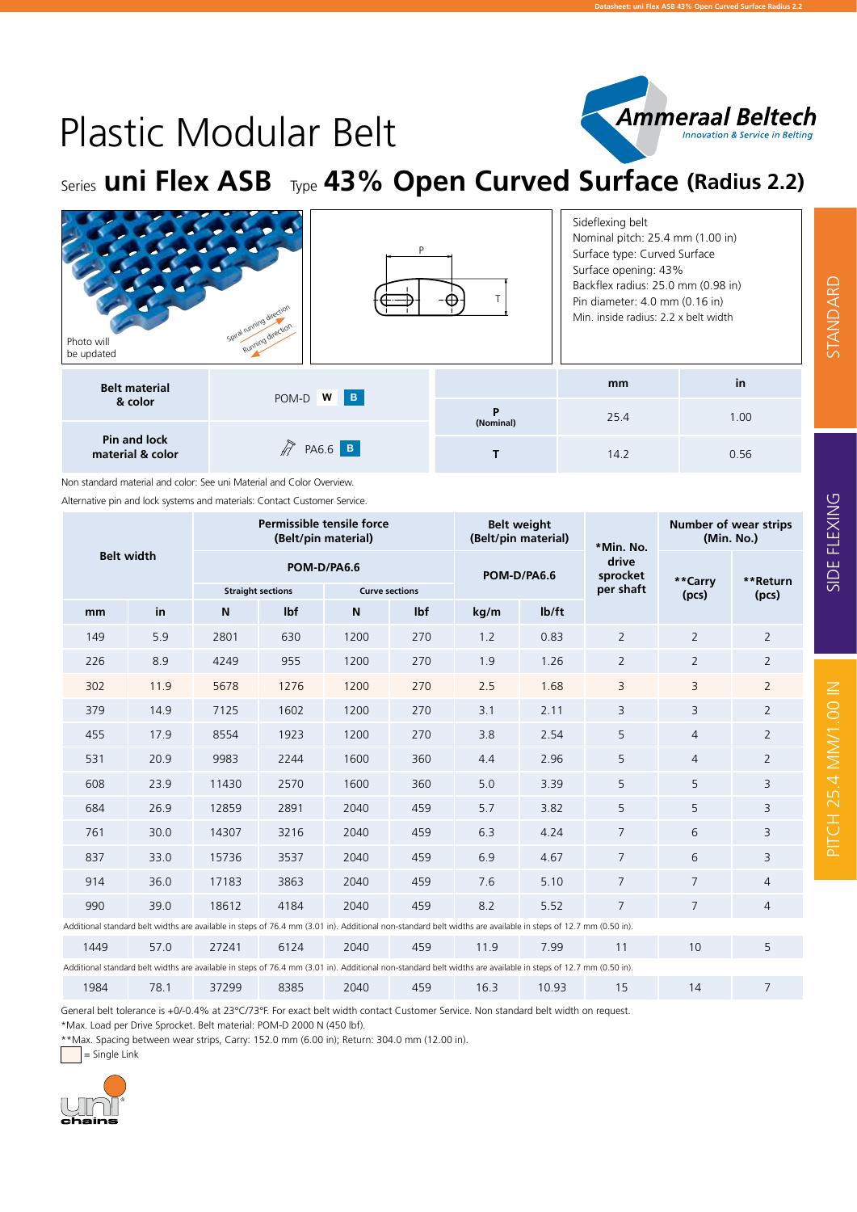# Plastic Modular Belt

## Series **uni Flex ASB** Type **43% Open Curved Surface (Radius 2.2)**

Photo will be updated

Spiral running direction
Running direction

Sideflexing belt
Nominal pitch: 25.4 mm (1.00 in)
Surface type: Curved Surface
Surface opening: 43%
Backflex radius: 25.0 mm (0.98 in)
Pin diameter: 4.0 mm (0.16 in)
Min. inside radius: 2.2 x belt width

| Belt material & color | POM-D W B |
|---|---|
| Pin and lock material & color | PA6.6 B |

| | mm | in |
|---|---|---|
| P (Nominal) | 25.4 | 1.00 |
| T | 14.2 | 0.56 |

Non standard material and color: See uni Material and Color Overview.

Alternative pin and lock systems and materials: Contact Customer Service.

| Belt width | | Permissible tensile force (Belt/pin material) | | | | Belt weight (Belt/pin material) | | *Min. No. drive sprocket per shaft | Number of wear strips (Min. No.) | |
|---|---|---|---|---|---|---|---|---|---|---|
| | | POM-D/PA6.6 | | | | POM-D/PA6.6 | | | **Carry (pcs) | **Return (pcs) |
| | | Straight sections | | Curve sections | | | | | | |
| mm | in | N | lbf | N | lbf | kg/m | lb/ft | | | |
| 149 | 5.9 | 2801 | 630 | 1200 | 270 | 1.2 | 0.83 | 2 | 2 | 2 |
| 226 | 8.9 | 4249 | 955 | 1200 | 270 | 1.9 | 1.26 | 2 | 2 | 2 |
| 302 | 11.9 | 5678 | 1276 | 1200 | 270 | 2.5 | 1.68 | 3 | 3 | 2 |
| 379 | 14.9 | 7125 | 1602 | 1200 | 270 | 3.1 | 2.11 | 3 | 3 | 2 |
| 455 | 17.9 | 8554 | 1923 | 1200 | 270 | 3.8 | 2.54 | 5 | 4 | 2 |
| 531 | 20.9 | 9983 | 2244 | 1600 | 360 | 4.4 | 2.96 | 5 | 4 | 2 |
| 608 | 23.9 | 11430 | 2570 | 1600 | 360 | 5.0 | 3.39 | 5 | 5 | 3 |
| 684 | 26.9 | 12859 | 2891 | 2040 | 459 | 5.7 | 3.82 | 5 | 5 | 3 |
| 761 | 30.0 | 14307 | 3216 | 2040 | 459 | 6.3 | 4.24 | 7 | 6 | 3 |
| 837 | 33.0 | 15736 | 3537 | 2040 | 459 | 6.9 | 4.67 | 7 | 6 | 3 |
| 914 | 36.0 | 17183 | 3863 | 2040 | 459 | 7.6 | 5.10 | 7 | 7 | 4 |
| 990 | 39.0 | 18612 | 4184 | 2040 | 459 | 8.2 | 5.52 | 7 | 7 | 4 |
| Additional standard belt widths are available in steps of 76.4 mm (3.01 in). Additional non-standard belt widths are available in steps of 12.7 mm (0.50 in). | | | | | | | | | | |
| 1449 | 57.0 | 27241 | 6124 | 2040 | 459 | 11.9 | 7.99 | 11 | 10 | 5 |
| Additional standard belt widths are available in steps of 76.4 mm (3.01 in). Additional non-standard belt widths are available in steps of 12.7 mm (0.50 in). | | | | | | | | | | |
| 1984 | 78.1 | 37299 | 8385 | 2040 | 459 | 16.3 | 10.93 | 15 | 14 | 7 |

General belt tolerance is +0/-0.4% at 23°C/73°F. For exact belt width contact Customer Service. Non standard belt width on request.

*Max. Load per Drive Sprocket. Belt material: POM-D 2000 N (450 lbf).

**Max. Spacing between wear strips, Carry: 152.0 mm (6.00 in); Return: 304.0 mm (12.00 in).

= Single Link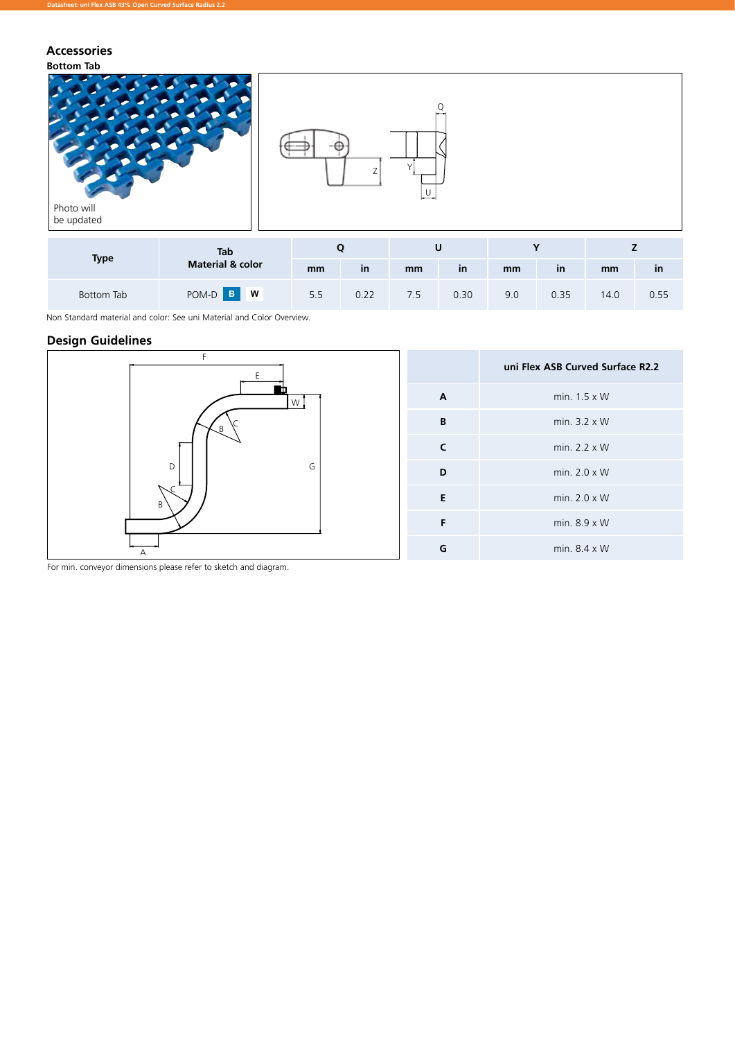## Accessories

### Bottom Tab

Photo will be updated

| Type | Tab Material & color | Q | | U | | Y | | Z | |
|---|---|---|---|---|---|---|---|---|---|
| | | mm | in | mm | in | mm | in | mm | in |
| Bottom Tab | POM-D B W | 5.5 | 0.22 | 7.5 | 0.30 | 9.0 | 0.35 | 14.0 | 0.55 |

Non Standard material and color: See uni Material and Color Overview.

## Design Guidelines

| | uni Flex ASB Curved Surface R2.2 |
|---|---|
| A | min. 1.5 x W |
| B | min. 3.2 x W |
| C | min. 2.2 x W |
| D | min. 2.0 x W |
| E | min. 2.0 x W |
| F | min. 8.9 x W |
| G | min. 8.4 x W |

For min. conveyor dimensions please refer to sketch and diagram.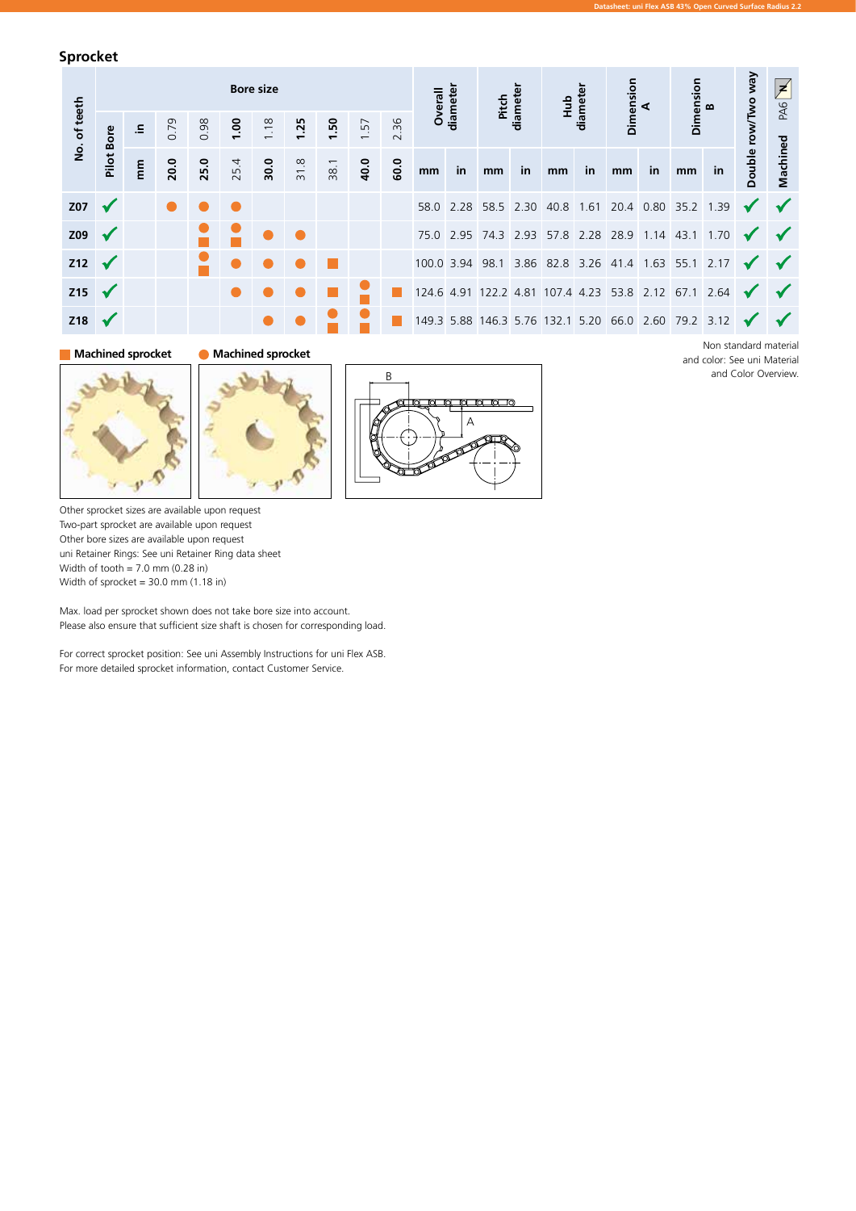## Sprocket

| No. of teeth | Pilot Bore | Bore size | | | | | | | | Overall diameter | | Pitch diameter | | Hub diameter | | Dimension A | | Dimension B | | Double row/Two way | PA6 |
|---|---|---|---|---|---|---|---|---|---|---|---|---|---|---|---|---|---|---|---|---|---|
| | in | 0.79 | 0.98 | 1.00 | 1.18 | 1.25 | 1.50 | 1.57 | 2.36 | | | | | | | | | | | | |
| | mm | 20.0 | 25.0 | 25.4 | 30.0 | 31.8 | 38.1 | 40.0 | 60.0 | mm | in | mm | in | mm | in | mm | in | mm | in | | Machined |
| Z07 | ✓ | ● | ● | ● | | | | | | 58.0 | 2.28 | 58.5 | 2.30 | 40.8 | 1.61 | 20.4 | 0.80 | 35.2 | 1.39 | ✓ | ✓ |
| Z09 | ✓ | | ● ■ | ● ■ | ● | ● | | | | 75.0 | 2.95 | 74.3 | 2.93 | 57.8 | 2.28 | 28.9 | 1.14 | 43.1 | 1.70 | ✓ | ✓ |
| Z12 | ✓ | | ● ■ | ● | ● | ● | ■ | | | 100.0 | 3.94 | 98.1 | 3.86 | 82.8 | 3.26 | 41.4 | 1.63 | 55.1 | 2.17 | ✓ | ✓ |
| Z15 | ✓ | | | ● | ● | ● | ■ | ● ■ | ■ | 124.6 | 4.91 | 122.2 | 4.81 | 107.4 | 4.23 | 53.8 | 2.12 | 67.1 | 2.64 | ✓ | ✓ |
| Z18 | ✓ | | | | ● | ● | ● ■ | ● ■ | ■ | 149.3 | 5.88 | 146.3 | 5.76 | 132.1 | 5.20 | 66.0 | 2.60 | 79.2 | 3.12 | ✓ | ✓ |

■ Machined sprocket ● Machined sprocket

Non standard material and color: See uni Material and Color Overview.

Other sprocket sizes are available upon request
Two-part sprocket are available upon request
Other bore sizes are available upon request
uni Retainer Rings: See uni Retainer Ring data sheet
Width of tooth = 7.0 mm (0.28 in)
Width of sprocket = 30.0 mm (1.18 in)

Max. load per sprocket shown does not take bore size into account.
Please also ensure that sufficient size shaft is chosen for corresponding load.

For correct sprocket position: See uni Assembly Instructions for uni Flex ASB.
For more detailed sprocket information, contact Customer Service.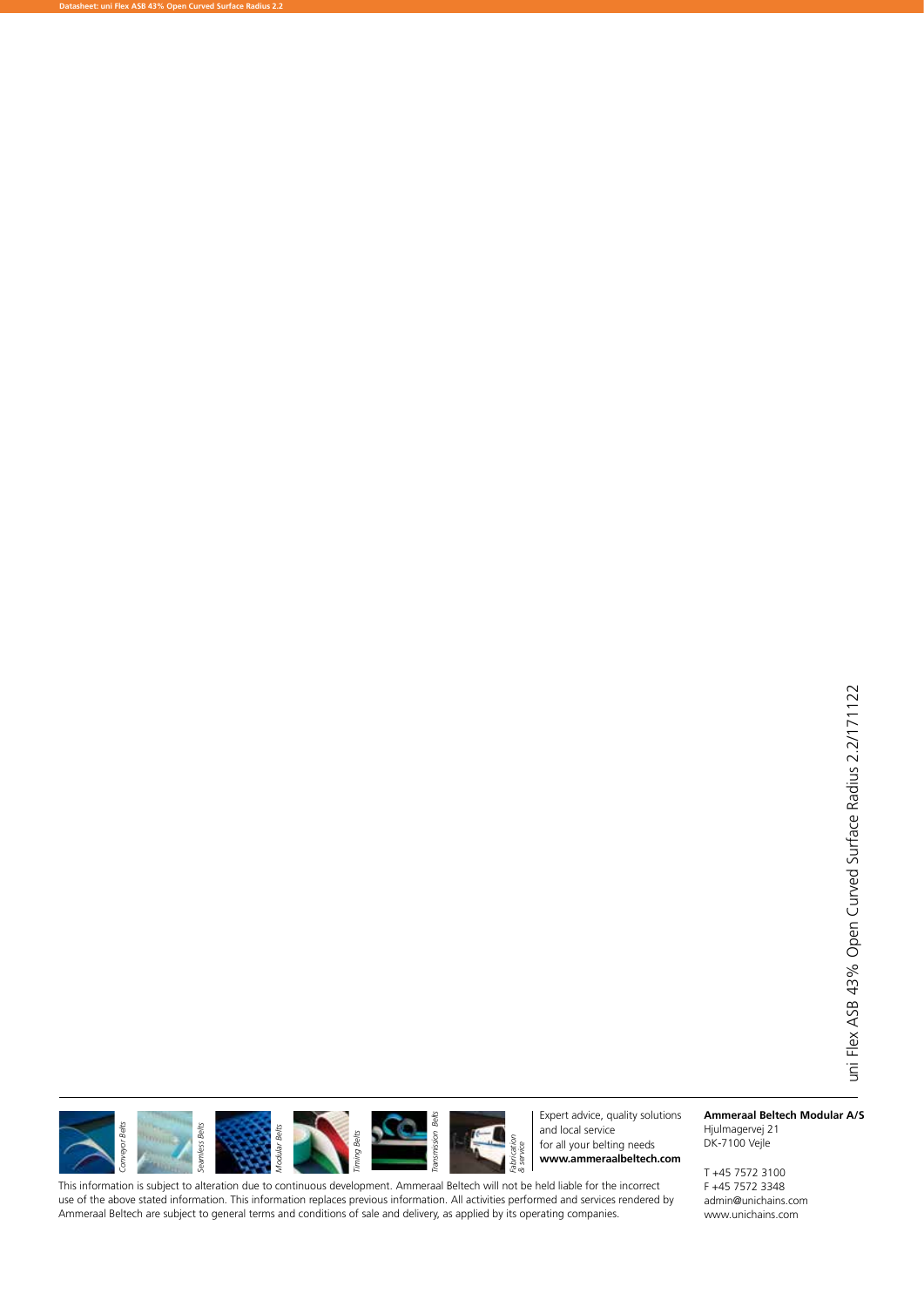uni Flex ASB 43% Open Curved Surface Radius 2.2/171122

Conveyor Belts

Seamless Belts

Modular Belts

Timing Belts

Transmission Belts

Fabrication & service

Expert advice, quality solutions and local service for all your belting needs
**www.ammeraalbeltech.com**

**Ammeraal Beltech Modular A/S**
Hjulmagervej 21
DK-7100 Vejle

T +45 7572 3100
F +45 7572 3348
admin@unichains.com
www.unichains.com

This information is subject to alteration due to continuous development. Ammeraal Beltech will not be held liable for the incorrect use of the above stated information. This information replaces previous information. All activities performed and services rendered by Ammeraal Beltech are subject to general terms and conditions of sale and delivery, as applied by its operating companies.